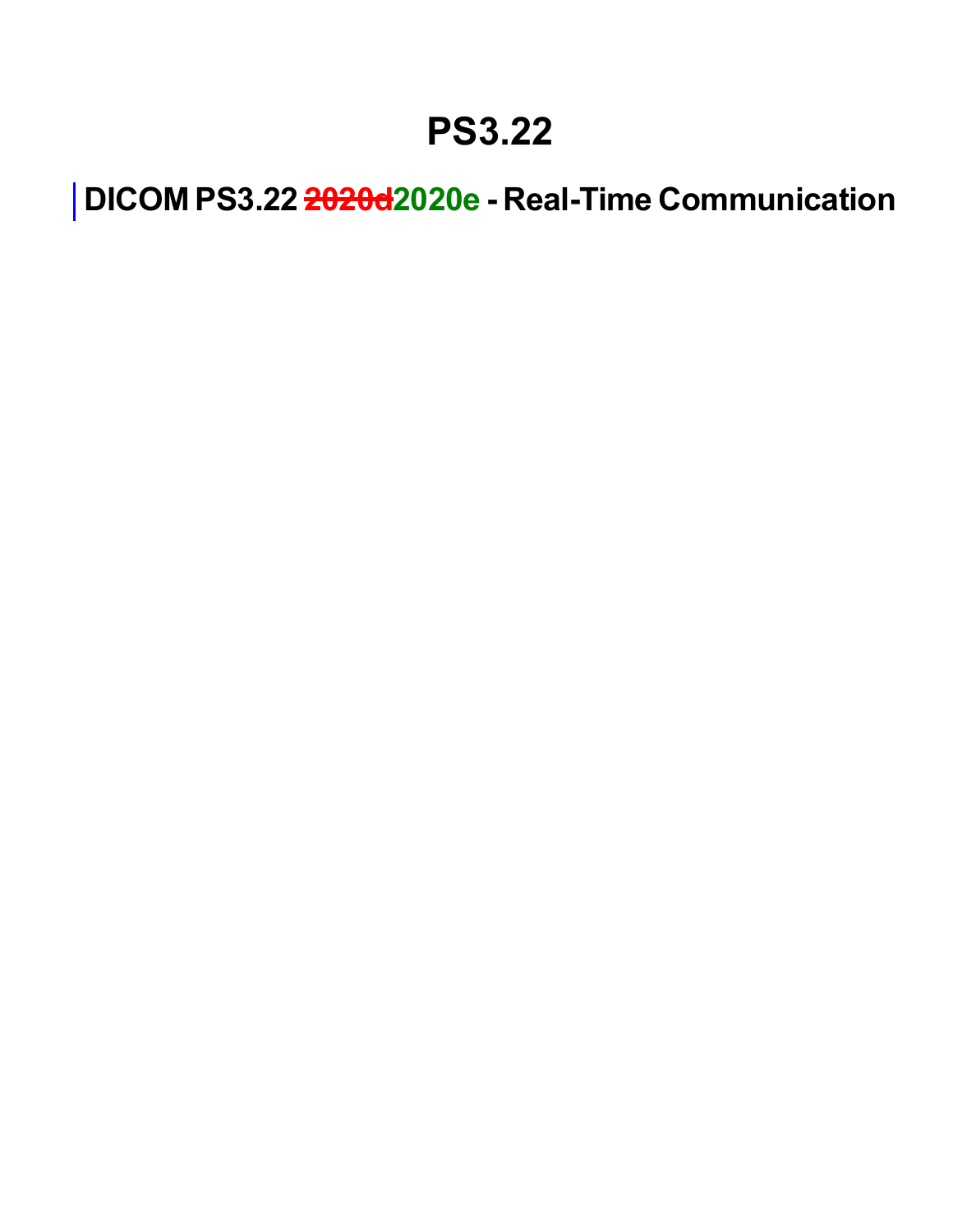# PS3.22

## DICOM PS3.22 ~~2020d~~2020e - Real-Time Communication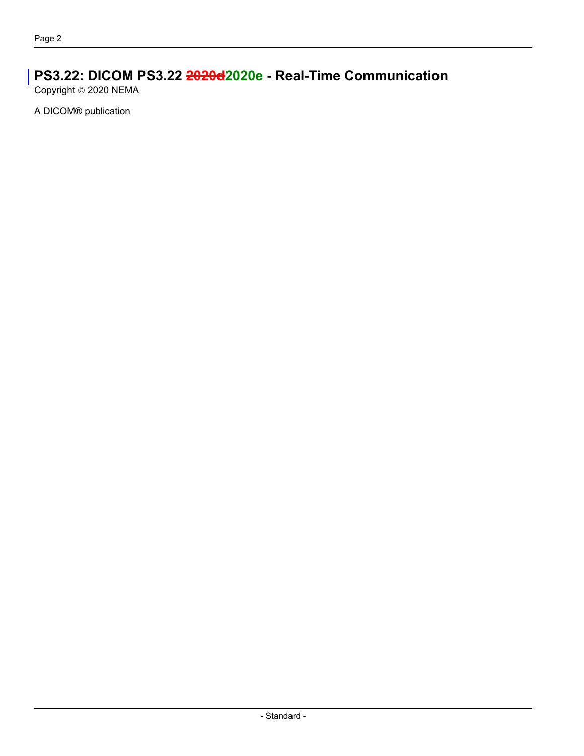# PS3.22: DICOM PS3.22 ~~2020d~~2020e - Real-Time Communication

Copyright © 2020 NEMA

A DICOM® publication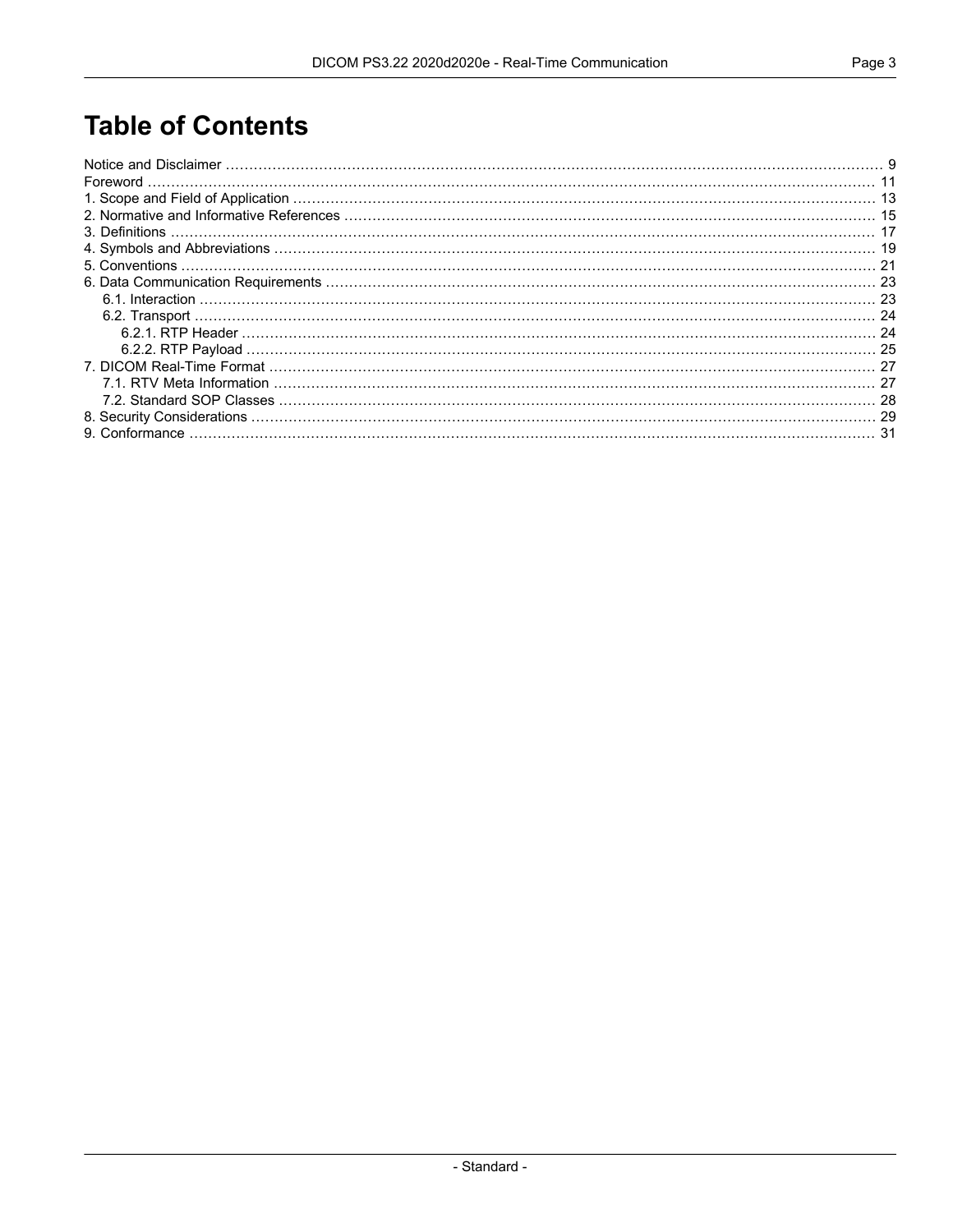# Table of Contents

Notice and Disclaimer ............ 9
Foreword ............ 11
1. Scope and Field of Application ............ 13
2. Normative and Informative References ............ 15
3. Definitions ............ 17
4. Symbols and Abbreviations ............ 19
5. Conventions ............ 21
6. Data Communication Requirements ............ 23
 6.1. Interaction ............ 23
 6.2. Transport ............ 24
  6.2.1. RTP Header ............ 24
  6.2.2. RTP Payload ............ 25
7. DICOM Real-Time Format ............ 27
 7.1. RTV Meta Information ............ 27
 7.2. Standard SOP Classes ............ 28
8. Security Considerations ............ 29
9. Conformance ............ 31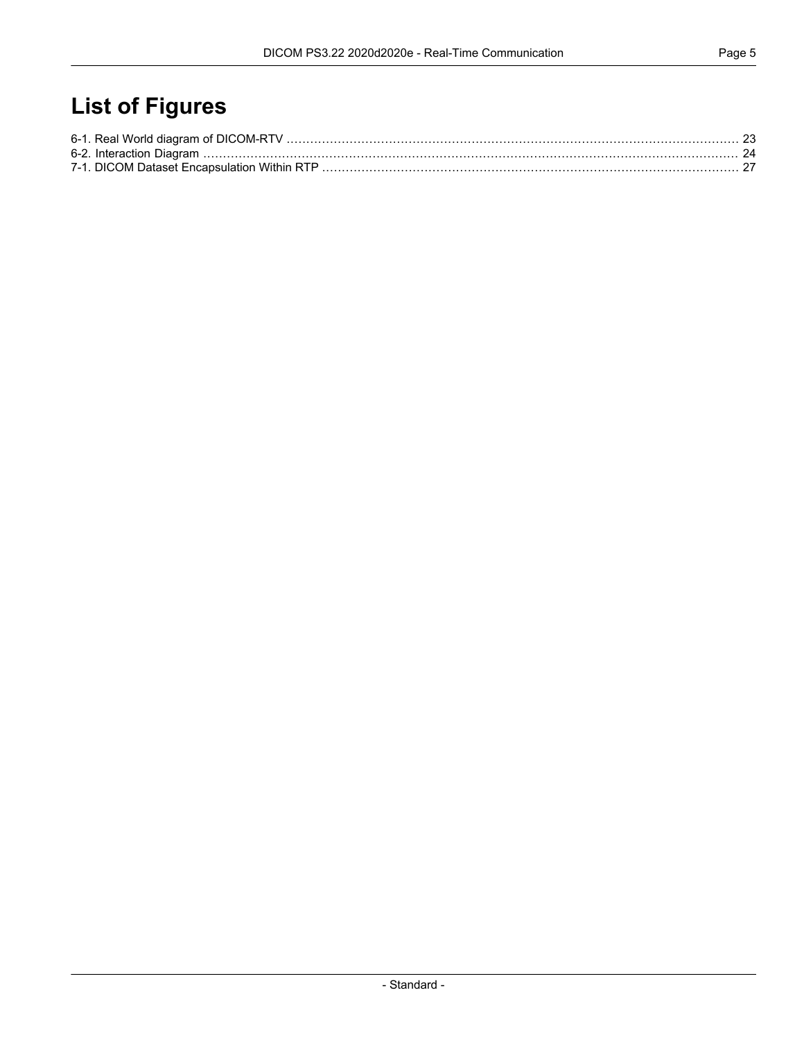# List of Figures

6-1. Real World diagram of DICOM-RTV ........................................................................ 23
6-2. Interaction Diagram ........................................................................................ 24
7-1. DICOM Dataset Encapsulation Within RTP .................................................................. 27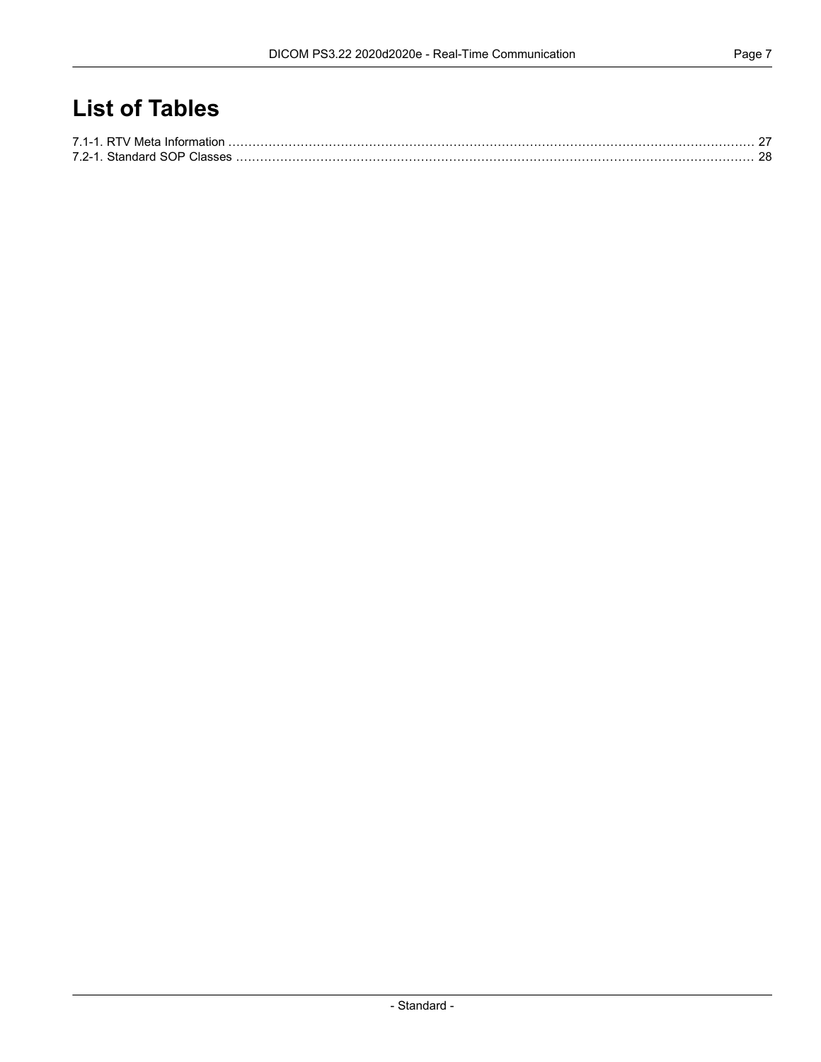# List of Tables

7.1-1. RTV Meta Information ........................................................................................................................ 27
7.2-1. Standard SOP Classes ........................................................................................................................ 28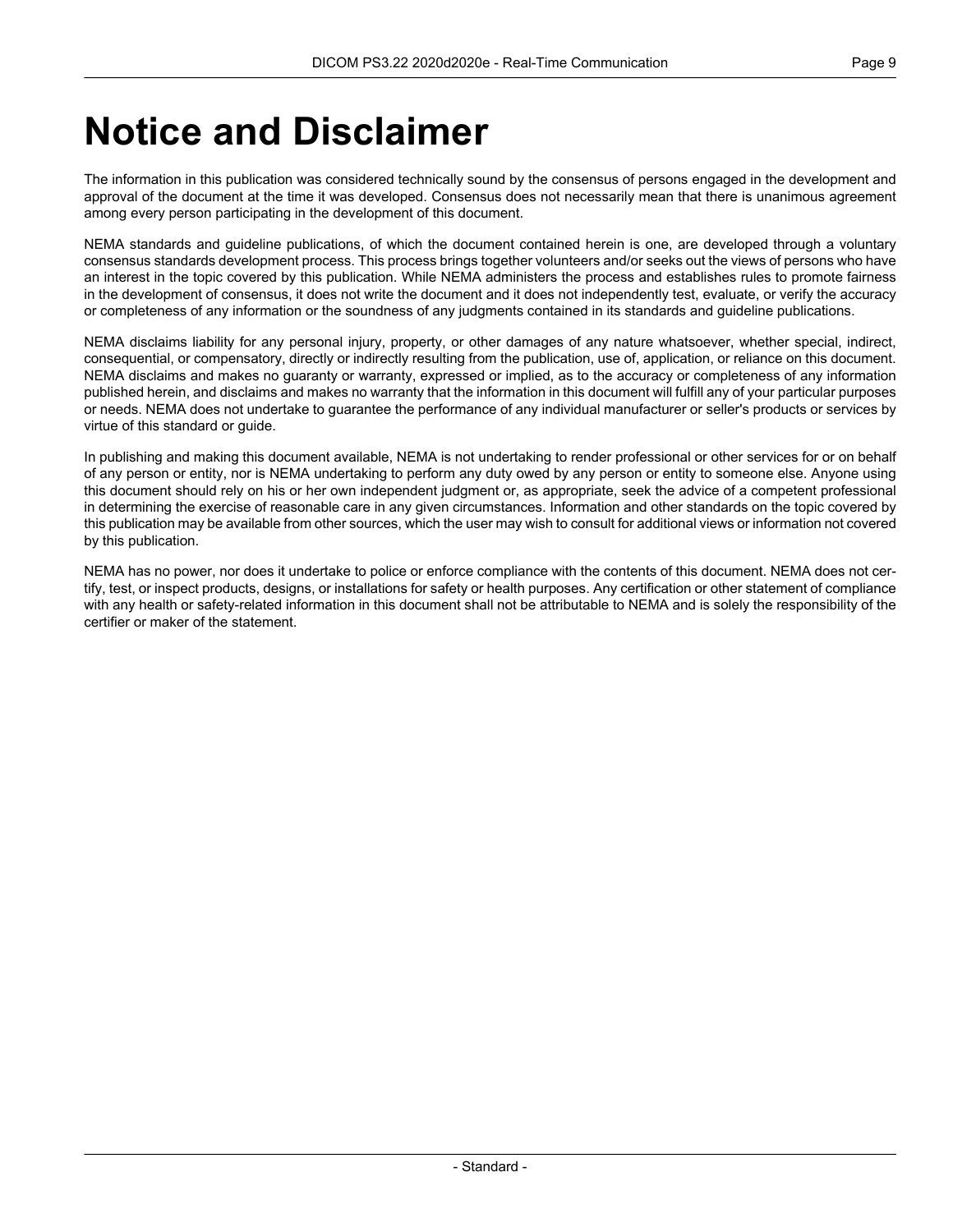# Notice and Disclaimer

The information in this publication was considered technically sound by the consensus of persons engaged in the development and approval of the document at the time it was developed. Consensus does not necessarily mean that there is unanimous agreement among every person participating in the development of this document.

NEMA standards and guideline publications, of which the document contained herein is one, are developed through a voluntary consensus standards development process. This process brings together volunteers and/or seeks out the views of persons who have an interest in the topic covered by this publication. While NEMA administers the process and establishes rules to promote fairness in the development of consensus, it does not write the document and it does not independently test, evaluate, or verify the accuracy or completeness of any information or the soundness of any judgments contained in its standards and guideline publications.

NEMA disclaims liability for any personal injury, property, or other damages of any nature whatsoever, whether special, indirect, consequential, or compensatory, directly or indirectly resulting from the publication, use of, application, or reliance on this document. NEMA disclaims and makes no guaranty or warranty, expressed or implied, as to the accuracy or completeness of any information published herein, and disclaims and makes no warranty that the information in this document will fulfill any of your particular purposes or needs. NEMA does not undertake to guarantee the performance of any individual manufacturer or seller's products or services by virtue of this standard or guide.

In publishing and making this document available, NEMA is not undertaking to render professional or other services for or on behalf of any person or entity, nor is NEMA undertaking to perform any duty owed by any person or entity to someone else. Anyone using this document should rely on his or her own independent judgment or, as appropriate, seek the advice of a competent professional in determining the exercise of reasonable care in any given circumstances. Information and other standards on the topic covered by this publication may be available from other sources, which the user may wish to consult for additional views or information not covered by this publication.

NEMA has no power, nor does it undertake to police or enforce compliance with the contents of this document. NEMA does not certify, test, or inspect products, designs, or installations for safety or health purposes. Any certification or other statement of compliance with any health or safety-related information in this document shall not be attributable to NEMA and is solely the responsibility of the certifier or maker of the statement.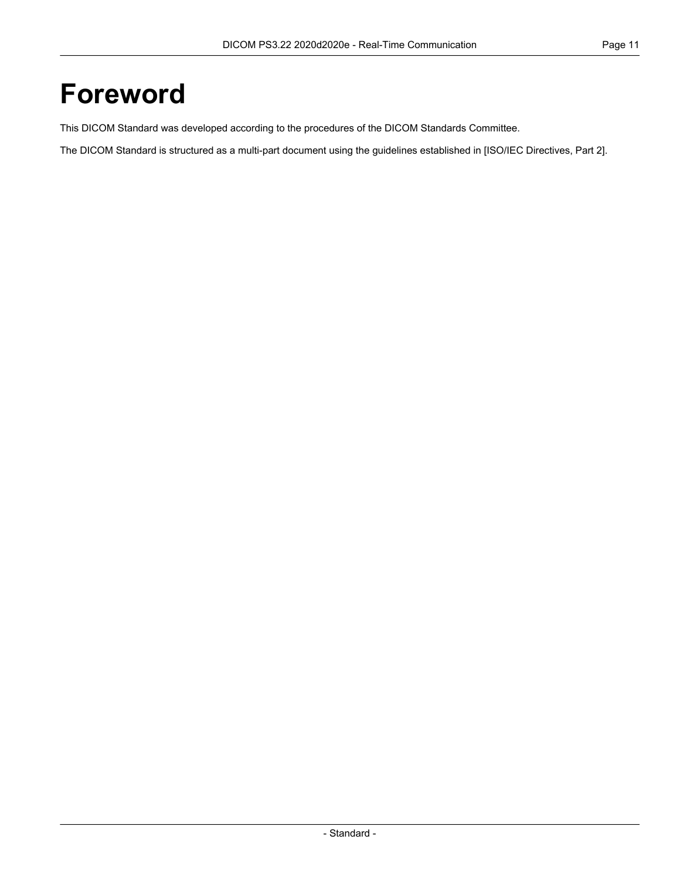# Foreword

This DICOM Standard was developed according to the procedures of the DICOM Standards Committee.

The DICOM Standard is structured as a multi-part document using the guidelines established in [ISO/IEC Directives, Part 2].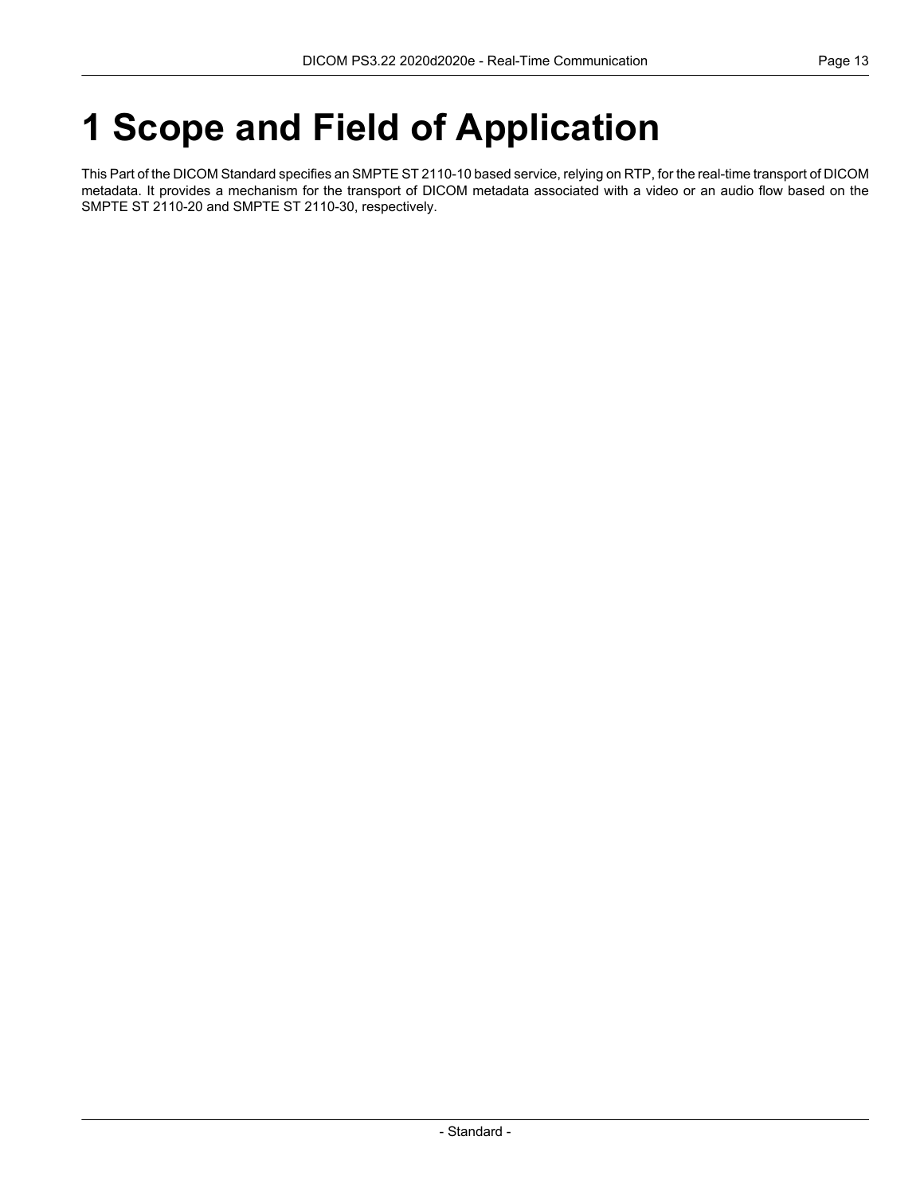# 1 Scope and Field of Application

This Part of the DICOM Standard specifies an SMPTE ST 2110-10 based service, relying on RTP, for the real-time transport of DICOM metadata. It provides a mechanism for the transport of DICOM metadata associated with a video or an audio flow based on the SMPTE ST 2110-20 and SMPTE ST 2110-30, respectively.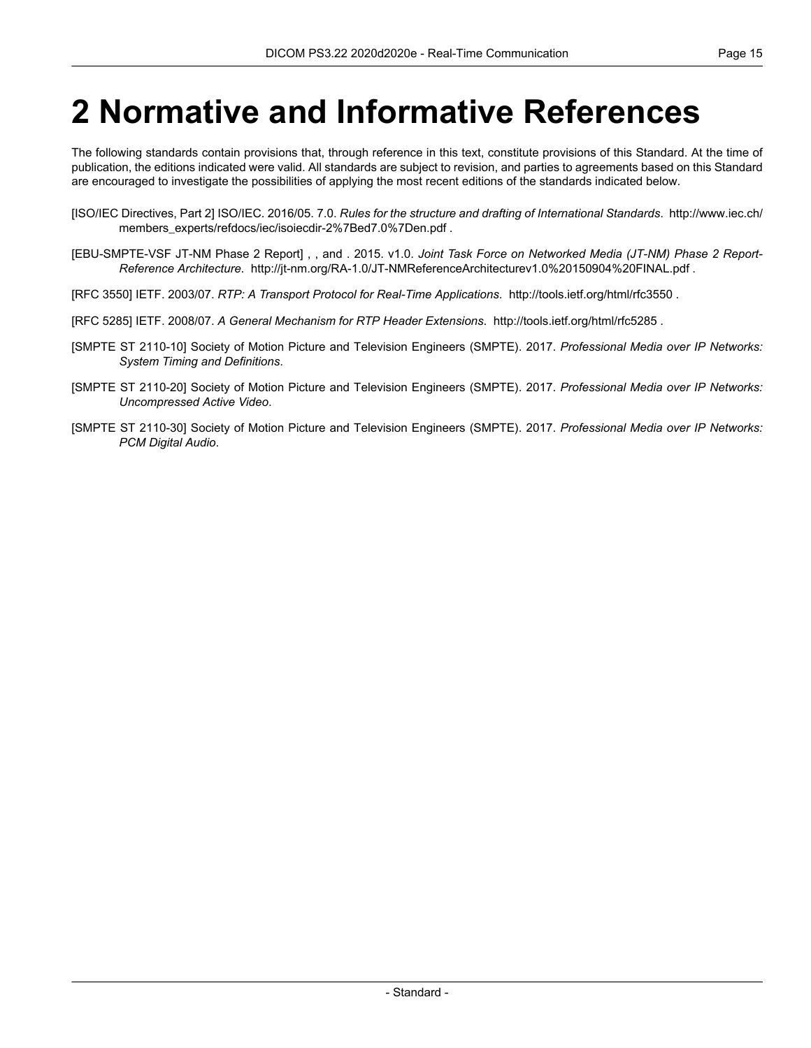# 2 Normative and Informative References

The following standards contain provisions that, through reference in this text, constitute provisions of this Standard. At the time of publication, the editions indicated were valid. All standards are subject to revision, and parties to agreements based on this Standard are encouraged to investigate the possibilities of applying the most recent editions of the standards indicated below.

[ISO/IEC Directives, Part 2] ISO/IEC. 2016/05. 7.0. *Rules for the structure and drafting of International Standards*. http://www.iec.ch/members_experts/refdocs/iec/isoiecdir-2%7Bed7.0%7Den.pdf .

[EBU-SMPTE-VSF JT-NM Phase 2 Report] , , and . 2015. v1.0. *Joint Task Force on Networked Media (JT-NM) Phase 2 Report-Reference Architecture*. http://jt-nm.org/RA-1.0/JT-NMReferenceArchitecturev1.0%20150904%20FINAL.pdf .

[RFC 3550] IETF. 2003/07. *RTP: A Transport Protocol for Real-Time Applications*. http://tools.ietf.org/html/rfc3550 .

[RFC 5285] IETF. 2008/07. *A General Mechanism for RTP Header Extensions*. http://tools.ietf.org/html/rfc5285 .

[SMPTE ST 2110-10] Society of Motion Picture and Television Engineers (SMPTE). 2017. *Professional Media over IP Networks: System Timing and Definitions*.

[SMPTE ST 2110-20] Society of Motion Picture and Television Engineers (SMPTE). 2017. *Professional Media over IP Networks: Uncompressed Active Video*.

[SMPTE ST 2110-30] Society of Motion Picture and Television Engineers (SMPTE). 2017. *Professional Media over IP Networks: PCM Digital Audio*.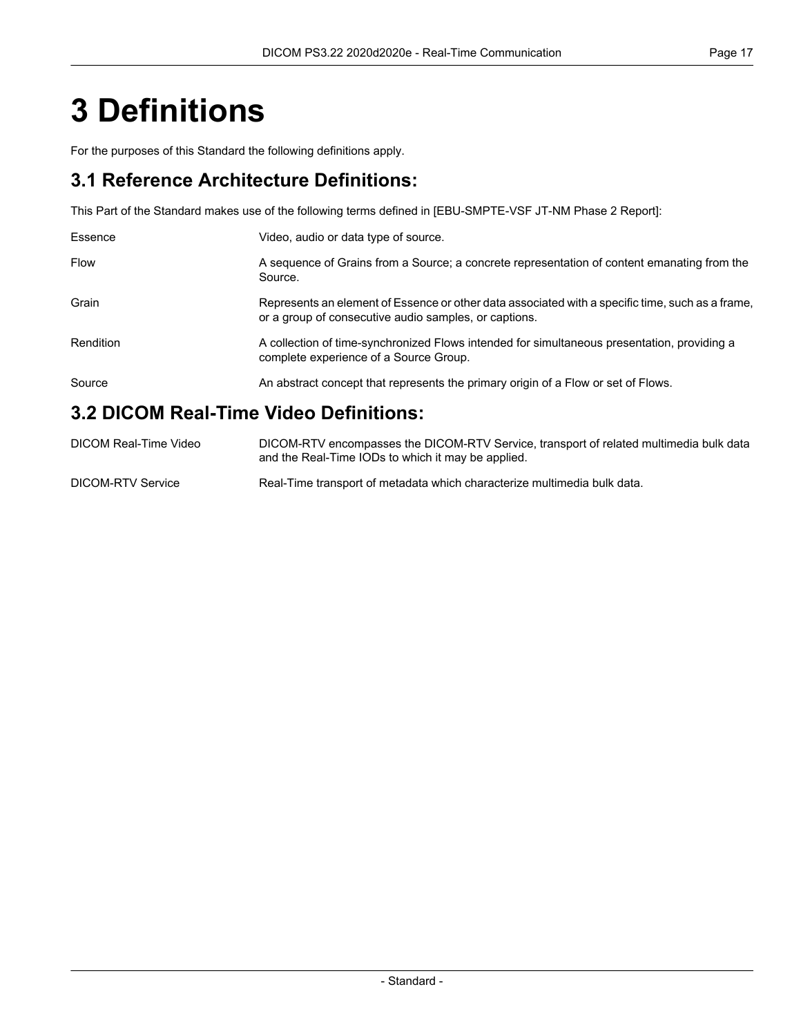# 3 Definitions

For the purposes of this Standard the following definitions apply.

## 3.1 Reference Architecture Definitions:

This Part of the Standard makes use of the following terms defined in [EBU-SMPTE-VSF JT-NM Phase 2 Report]:

| | |
|---|---|
| Essence | Video, audio or data type of source. |
| Flow | A sequence of Grains from a Source; a concrete representation of content emanating from the Source. |
| Grain | Represents an element of Essence or other data associated with a specific time, such as a frame, or a group of consecutive audio samples, or captions. |
| Rendition | A collection of time-synchronized Flows intended for simultaneous presentation, providing a complete experience of a Source Group. |
| Source | An abstract concept that represents the primary origin of a Flow or set of Flows. |

## 3.2 DICOM Real-Time Video Definitions:

| | |
|---|---|
| DICOM Real-Time Video | DICOM-RTV encompasses the DICOM-RTV Service, transport of related multimedia bulk data and the Real-Time IODs to which it may be applied. |
| DICOM-RTV Service | Real-Time transport of metadata which characterize multimedia bulk data. |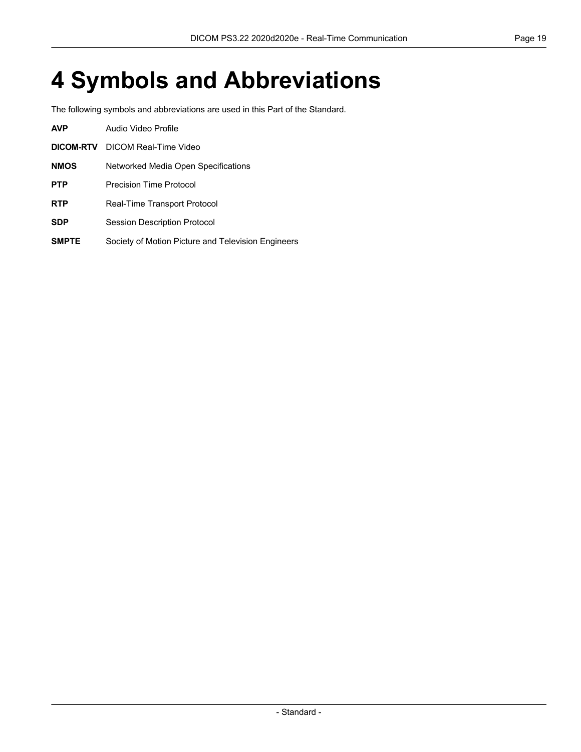# 4 Symbols and Abbreviations

The following symbols and abbreviations are used in this Part of the Standard.

**AVP** Audio Video Profile

**DICOM-RTV** DICOM Real-Time Video

**NMOS** Networked Media Open Specifications

**PTP** Precision Time Protocol

**RTP** Real-Time Transport Protocol

**SDP** Session Description Protocol

**SMPTE** Society of Motion Picture and Television Engineers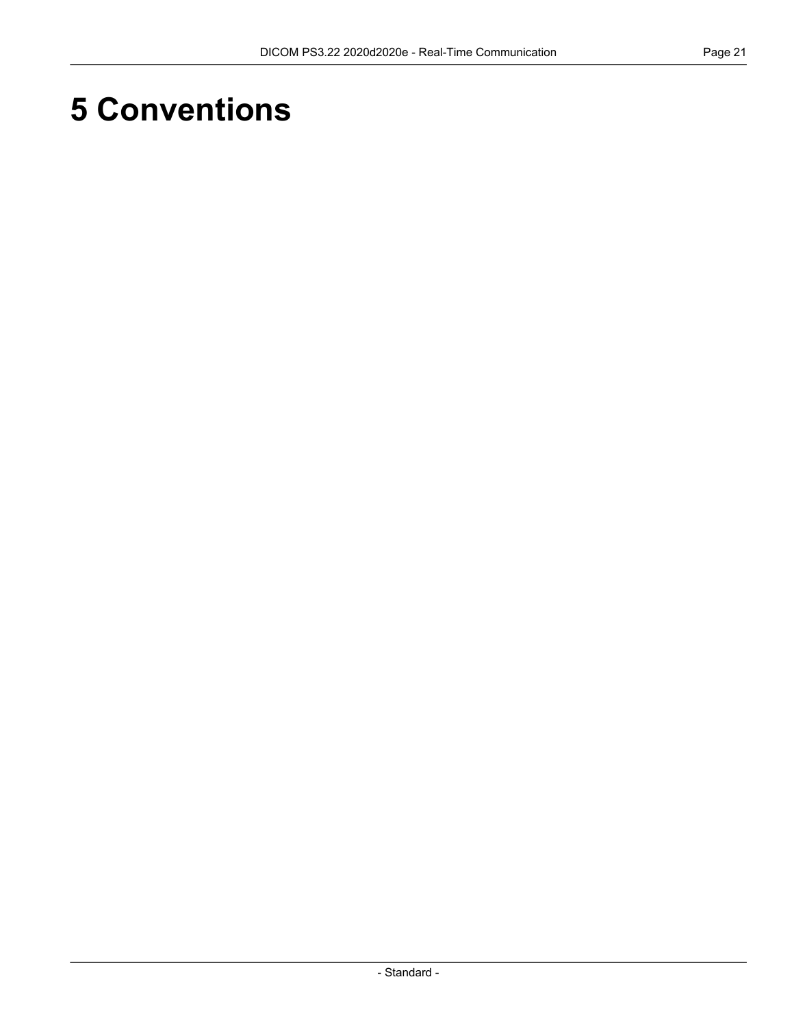# 5 Conventions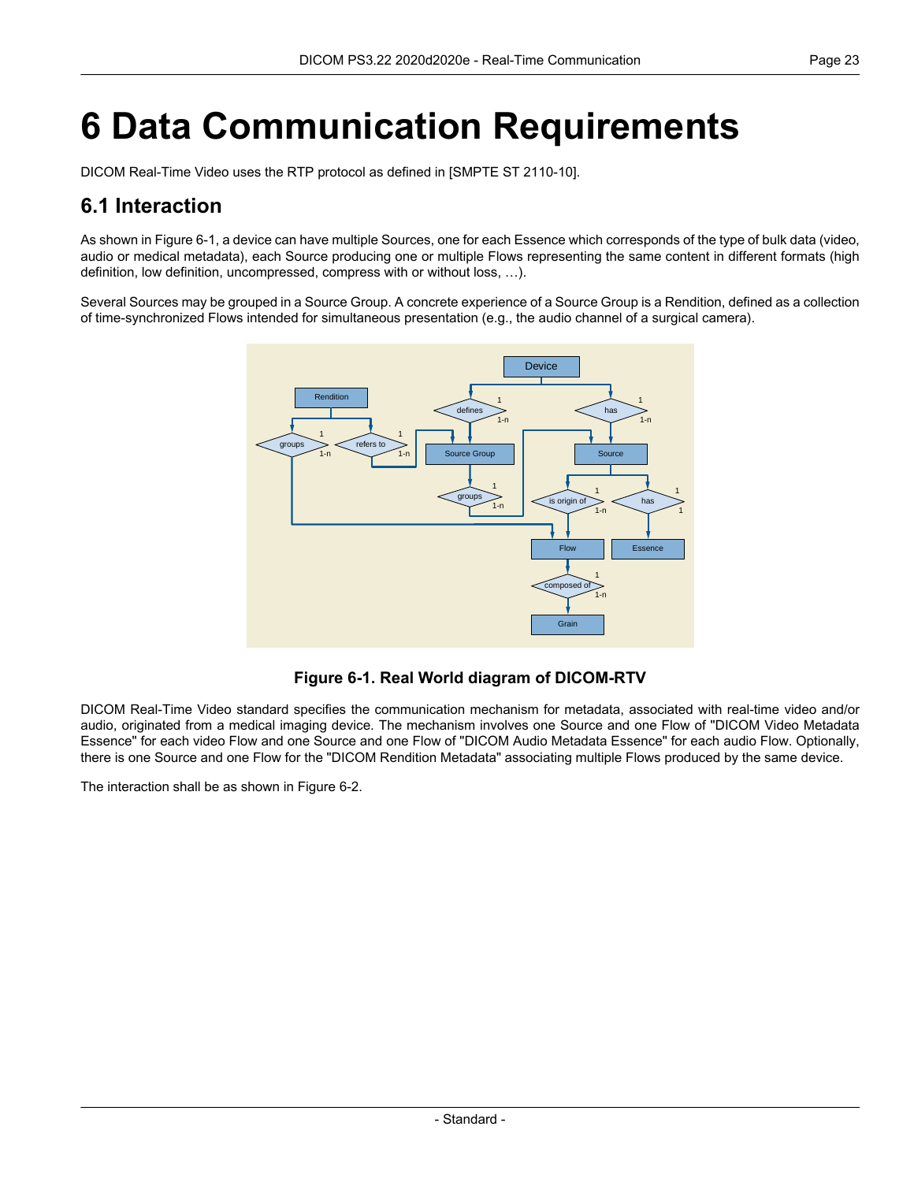# 6 Data Communication Requirements

DICOM Real-Time Video uses the RTP protocol as defined in [SMPTE ST 2110-10].

## 6.1 Interaction

As shown in Figure 6-1, a device can have multiple Sources, one for each Essence which corresponds of the type of bulk data (video, audio or medical metadata), each Source producing one or multiple Flows representing the same content in different formats (high definition, low definition, uncompressed, compress with or without loss, …).

Several Sources may be grouped in a Source Group. A concrete experience of a Source Group is a Rendition, defined as a collection of time-synchronized Flows intended for simultaneous presentation (e.g., the audio channel of a surgical camera).

**Figure 6-1. Real World diagram of DICOM-RTV**

DICOM Real-Time Video standard specifies the communication mechanism for metadata, associated with real-time video and/or audio, originated from a medical imaging device. The mechanism involves one Source and one Flow of "DICOM Video Metadata Essence" for each video Flow and one Source and one Flow of "DICOM Audio Metadata Essence" for each audio Flow. Optionally, there is one Source and one Flow for the "DICOM Rendition Metadata" associating multiple Flows produced by the same device.

The interaction shall be as shown in Figure 6-2.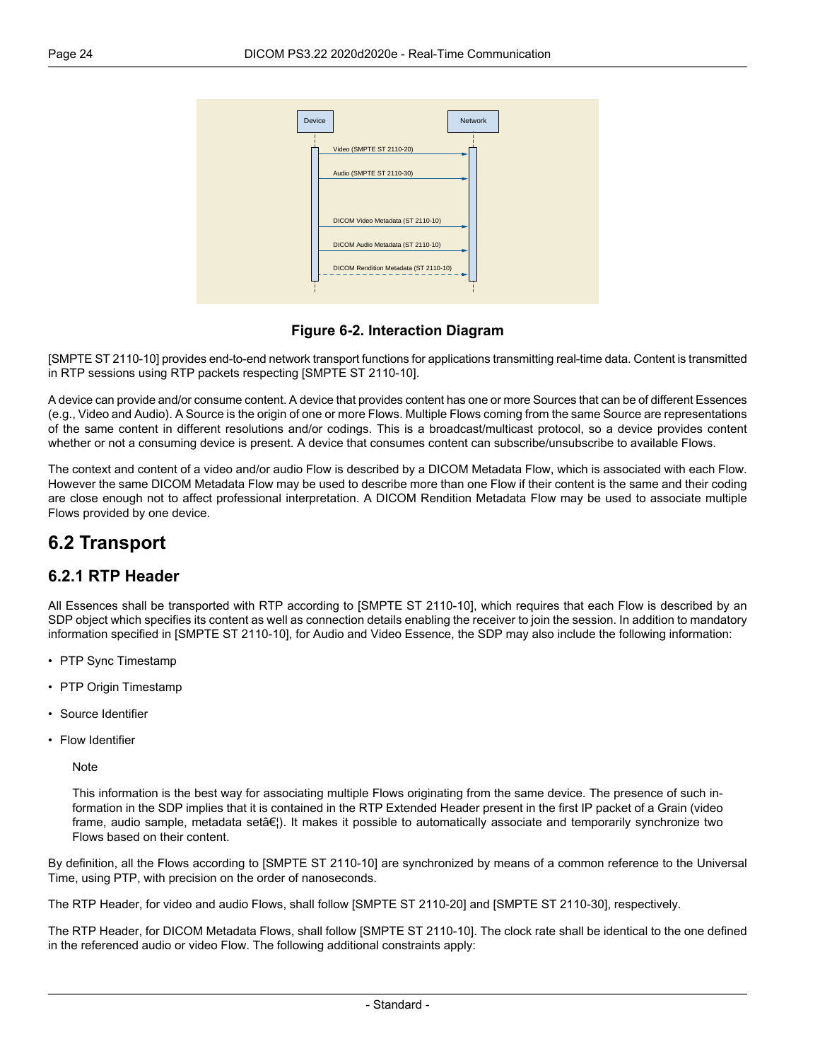**Figure 6-2. Interaction Diagram**

[SMPTE ST 2110-10] provides end-to-end network transport functions for applications transmitting real-time data. Content is transmitted in RTP sessions using RTP packets respecting [SMPTE ST 2110-10].

A device can provide and/or consume content. A device that provides content has one or more Sources that can be of different Essences (e.g., Video and Audio). A Source is the origin of one or more Flows. Multiple Flows coming from the same Source are representations of the same content in different resolutions and/or codings. This is a broadcast/multicast protocol, so a device provides content whether or not a consuming device is present. A device that consumes content can subscribe/unsubscribe to available Flows.

The context and content of a video and/or audio Flow is described by a DICOM Metadata Flow, which is associated with each Flow. However the same DICOM Metadata Flow may be used to describe more than one Flow if their content is the same and their coding are close enough not to affect professional interpretation. A DICOM Rendition Metadata Flow may be used to associate multiple Flows provided by one device.

# 6.2 Transport

## 6.2.1 RTP Header

All Essences shall be transported with RTP according to [SMPTE ST 2110-10], which requires that each Flow is described by an SDP object which specifies its content as well as connection details enabling the receiver to join the session. In addition to mandatory information specified in [SMPTE ST 2110-10], for Audio and Video Essence, the SDP may also include the following information:

- PTP Sync Timestamp
- PTP Origin Timestamp
- Source Identifier
- Flow Identifier

> Note
>
> This information is the best way for associating multiple Flows originating from the same device. The presence of such information in the SDP implies that it is contained in the RTP Extended Header present in the first IP packet of a Grain (video frame, audio sample, metadata setâ€¦). It makes it possible to automatically associate and temporarily synchronize two Flows based on their content.

By definition, all the Flows according to [SMPTE ST 2110-10] are synchronized by means of a common reference to the Universal Time, using PTP, with precision on the order of nanoseconds.

The RTP Header, for video and audio Flows, shall follow [SMPTE ST 2110-20] and [SMPTE ST 2110-30], respectively.

The RTP Header, for DICOM Metadata Flows, shall follow [SMPTE ST 2110-10]. The clock rate shall be identical to the one defined in the referenced audio or video Flow. The following additional constraints apply: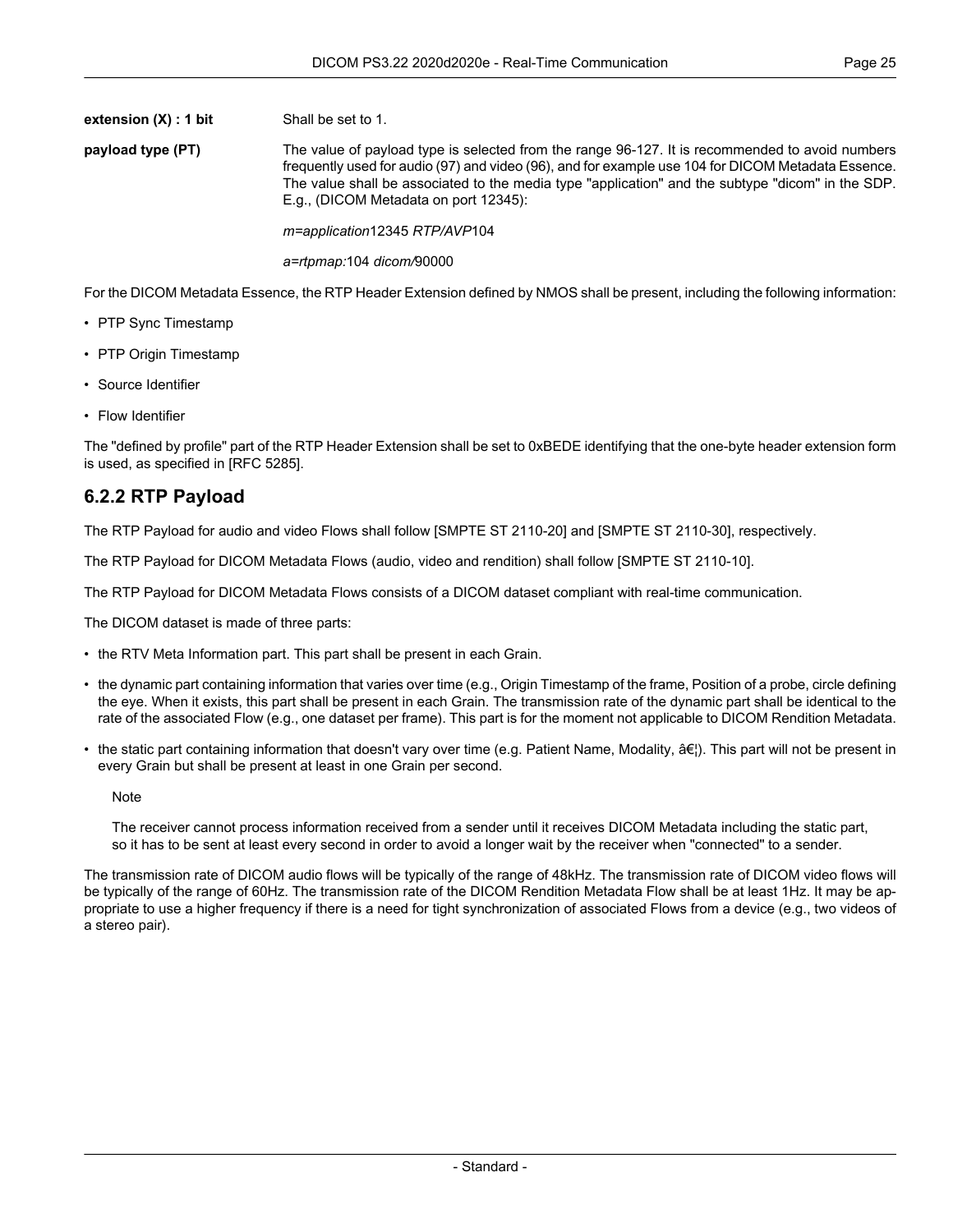**extension (X) : 1 bit** Shall be set to 1.

**payload type (PT)** The value of payload type is selected from the range 96-127. It is recommended to avoid numbers frequently used for audio (97) and video (96), and for example use 104 for DICOM Metadata Essence. The value shall be associated to the media type "application" and the subtype "dicom" in the SDP. E.g., (DICOM Metadata on port 12345):

*m=application*12345 *RTP/AVP*104

*a=rtpmap:*104 *dicom/*90000

For the DICOM Metadata Essence, the RTP Header Extension defined by NMOS shall be present, including the following information:

- PTP Sync Timestamp
- PTP Origin Timestamp
- Source Identifier
- Flow Identifier

The "defined by profile" part of the RTP Header Extension shall be set to 0xBEDE identifying that the one-byte header extension form is used, as specified in [RFC 5285].

## 6.2.2 RTP Payload

The RTP Payload for audio and video Flows shall follow [SMPTE ST 2110-20] and [SMPTE ST 2110-30], respectively.

The RTP Payload for DICOM Metadata Flows (audio, video and rendition) shall follow [SMPTE ST 2110-10].

The RTP Payload for DICOM Metadata Flows consists of a DICOM dataset compliant with real-time communication.

The DICOM dataset is made of three parts:

- the RTV Meta Information part. This part shall be present in each Grain.
- the dynamic part containing information that varies over time (e.g., Origin Timestamp of the frame, Position of a probe, circle defining the eye. When it exists, this part shall be present in each Grain. The transmission rate of the dynamic part shall be identical to the rate of the associated Flow (e.g., one dataset per frame). This part is for the moment not applicable to DICOM Rendition Metadata.
- the static part containing information that doesn't vary over time (e.g. Patient Name, Modality, â€¦). This part will not be present in every Grain but shall be present at least in one Grain per second.

  Note

  The receiver cannot process information received from a sender until it receives DICOM Metadata including the static part, so it has to be sent at least every second in order to avoid a longer wait by the receiver when "connected" to a sender.

The transmission rate of DICOM audio flows will be typically of the range of 48kHz. The transmission rate of DICOM video flows will be typically of the range of 60Hz. The transmission rate of the DICOM Rendition Metadata Flow shall be at least 1Hz. It may be appropriate to use a higher frequency if there is a need for tight synchronization of associated Flows from a device (e.g., two videos of a stereo pair).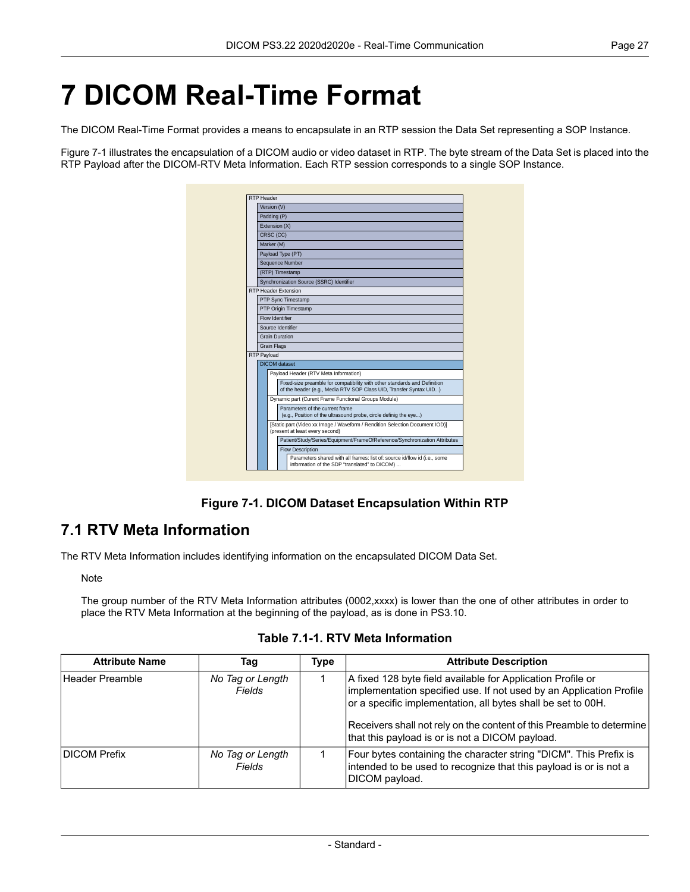# 7 DICOM Real-Time Format

The DICOM Real-Time Format provides a means to encapsulate in an RTP session the Data Set representing a SOP Instance.

Figure 7-1 illustrates the encapsulation of a DICOM audio or video dataset in RTP. The byte stream of the Data Set is placed into the RTP Payload after the DICOM-RTV Meta Information. Each RTP session corresponds to a single SOP Instance.

- RTP Header
  - Version (V)
  - Padding (P)
  - Extension (X)
  - CRSC (CC)
  - Marker (M)
  - Payload Type (PT)
  - Sequence Number
  - (RTP) Timestamp
  - Synchronization Source (SSRC) Identifier
- RTP Header Extension
  - PTP Sync Timestamp
  - PTP Origin Timestamp
  - Flow Identifier
  - Source Identifier
  - Grain Duration
  - Grain Flags
- RTP Payload
  - DICOM dataset
    - Payload Header (RTV Meta Information)
      - Fixed-size preamble for compatibility with other standards and Definition of the header (e.g., Media RTV SOP Class UID, Transfer Syntax UID...)
    - Dynamic part (Current Frame Functional Groups Module)
      - Parameters of the current frame (e.g., Position of the ultrasound probe, circle definig the eye...)
    - [Static part (Video xx Image / Waveform / Rendition Selection Document IOD)] (present at least every second)
      - Patient/Study/Series/Equipment/FrameOfReference/Synchronization Attributes
      - Flow Description
        - Parameters shared with all frames: list of: source id/flow id (i.e., some information of the SDP "translated" to DICOM) ...

**Figure 7-1. DICOM Dataset Encapsulation Within RTP**

## 7.1 RTV Meta Information

The RTV Meta Information includes identifying information on the encapsulated DICOM Data Set.

Note

The group number of the RTV Meta Information attributes (0002,xxxx) is lower than the one of other attributes in order to place the RTV Meta Information at the beginning of the payload, as is done in PS3.10.

**Table 7.1-1. RTV Meta Information**

| Attribute Name | Tag | Type | Attribute Description |
|---|---|---|---|
| Header Preamble | *No Tag or Length Fields* | 1 | A fixed 128 byte field available for Application Profile or implementation specified use. If not used by an Application Profile or a specific implementation, all bytes shall be set to 00H.<br><br>Receivers shall not rely on the content of this Preamble to determine that this payload is or is not a DICOM payload. |
| DICOM Prefix | *No Tag or Length Fields* | 1 | Four bytes containing the character string "DICM". This Prefix is intended to be used to recognize that this payload is or is not a DICOM payload. |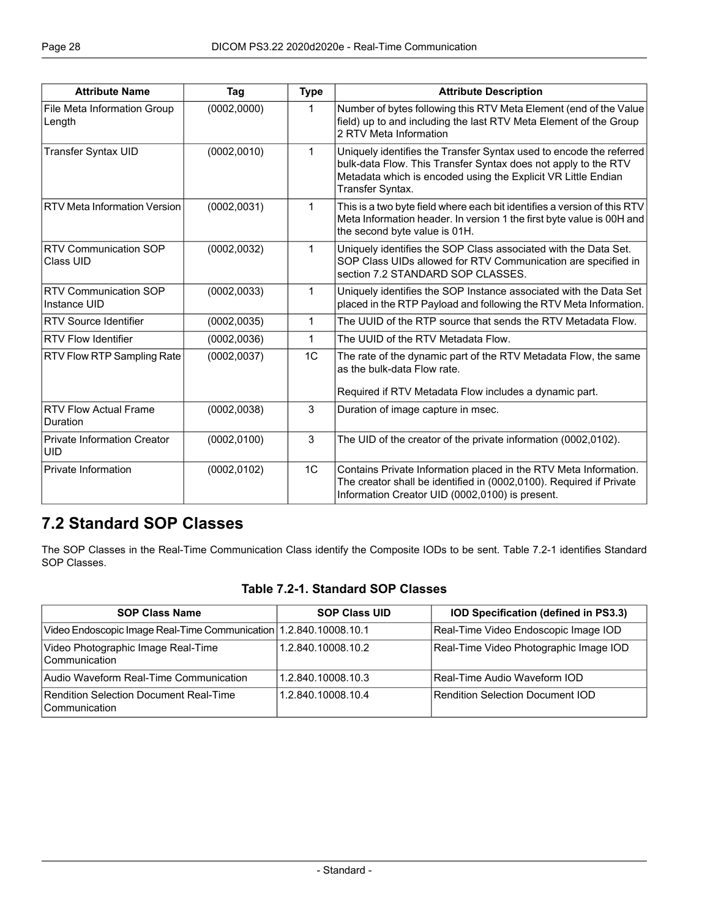| Attribute Name | Tag | Type | Attribute Description |
|---|---|---|---|
| File Meta Information Group Length | (0002,0000) | 1 | Number of bytes following this RTV Meta Element (end of the Value field) up to and including the last RTV Meta Element of the Group 2 RTV Meta Information |
| Transfer Syntax UID | (0002,0010) | 1 | Uniquely identifies the Transfer Syntax used to encode the referred bulk-data Flow. This Transfer Syntax does not apply to the RTV Metadata which is encoded using the Explicit VR Little Endian Transfer Syntax. |
| RTV Meta Information Version | (0002,0031) | 1 | This is a two byte field where each bit identifies a version of this RTV Meta Information header. In version 1 the first byte value is 00H and the second byte value is 01H. |
| RTV Communication SOP Class UID | (0002,0032) | 1 | Uniquely identifies the SOP Class associated with the Data Set. SOP Class UIDs allowed for RTV Communication are specified in section 7.2 STANDARD SOP CLASSES. |
| RTV Communication SOP Instance UID | (0002,0033) | 1 | Uniquely identifies the SOP Instance associated with the Data Set placed in the RTP Payload and following the RTV Meta Information. |
| RTV Source Identifier | (0002,0035) | 1 | The UUID of the RTP source that sends the RTV Metadata Flow. |
| RTV Flow Identifier | (0002,0036) | 1 | The UUID of the RTV Metadata Flow. |
| RTV Flow RTP Sampling Rate | (0002,0037) | 1C | The rate of the dynamic part of the RTV Metadata Flow, the same as the bulk-data Flow rate.<br><br>Required if RTV Metadata Flow includes a dynamic part. |
| RTV Flow Actual Frame Duration | (0002,0038) | 3 | Duration of image capture in msec. |
| Private Information Creator UID | (0002,0100) | 3 | The UID of the creator of the private information (0002,0102). |
| Private Information | (0002,0102) | 1C | Contains Private Information placed in the RTV Meta Information. The creator shall be identified in (0002,0100). Required if Private Information Creator UID (0002,0100) is present. |

## 7.2 Standard SOP Classes

The SOP Classes in the Real-Time Communication Class identify the Composite IODs to be sent. Table 7.2-1 identifies Standard SOP Classes.

**Table 7.2-1. Standard SOP Classes**

| SOP Class Name | SOP Class UID | IOD Specification (defined in PS3.3) |
|---|---|---|
| Video Endoscopic Image Real-Time Communication | 1.2.840.10008.10.1 | Real-Time Video Endoscopic Image IOD |
| Video Photographic Image Real-Time Communication | 1.2.840.10008.10.2 | Real-Time Video Photographic Image IOD |
| Audio Waveform Real-Time Communication | 1.2.840.10008.10.3 | Real-Time Audio Waveform IOD |
| Rendition Selection Document Real-Time Communication | 1.2.840.10008.10.4 | Rendition Selection Document IOD |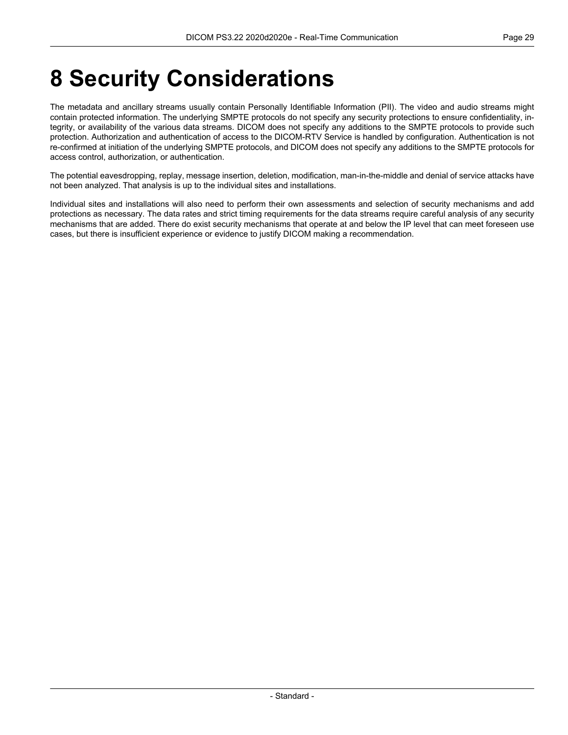# 8 Security Considerations

The metadata and ancillary streams usually contain Personally Identifiable Information (PII). The video and audio streams might contain protected information. The underlying SMPTE protocols do not specify any security protections to ensure confidentiality, integrity, or availability of the various data streams. DICOM does not specify any additions to the SMPTE protocols to provide such protection. Authorization and authentication of access to the DICOM-RTV Service is handled by configuration. Authentication is not re-confirmed at initiation of the underlying SMPTE protocols, and DICOM does not specify any additions to the SMPTE protocols for access control, authorization, or authentication.

The potential eavesdropping, replay, message insertion, deletion, modification, man-in-the-middle and denial of service attacks have not been analyzed. That analysis is up to the individual sites and installations.

Individual sites and installations will also need to perform their own assessments and selection of security mechanisms and add protections as necessary. The data rates and strict timing requirements for the data streams require careful analysis of any security mechanisms that are added. There do exist security mechanisms that operate at and below the IP level that can meet foreseen use cases, but there is insufficient experience or evidence to justify DICOM making a recommendation.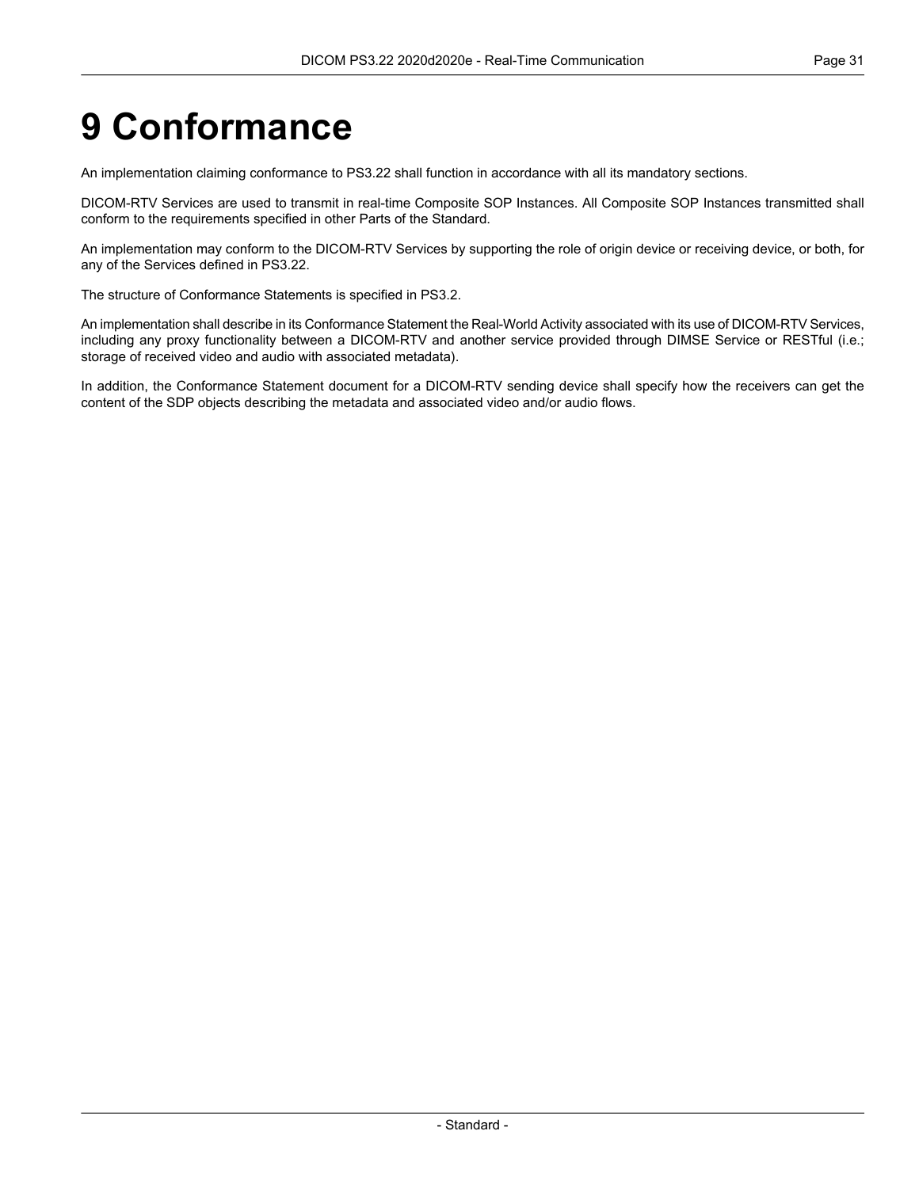# 9 Conformance

An implementation claiming conformance to PS3.22 shall function in accordance with all its mandatory sections.

DICOM-RTV Services are used to transmit in real-time Composite SOP Instances. All Composite SOP Instances transmitted shall conform to the requirements specified in other Parts of the Standard.

An implementation may conform to the DICOM-RTV Services by supporting the role of origin device or receiving device, or both, for any of the Services defined in PS3.22.

The structure of Conformance Statements is specified in PS3.2.

An implementation shall describe in its Conformance Statement the Real-World Activity associated with its use of DICOM-RTV Services, including any proxy functionality between a DICOM-RTV and another service provided through DIMSE Service or RESTful (i.e.; storage of received video and audio with associated metadata).

In addition, the Conformance Statement document for a DICOM-RTV sending device shall specify how the receivers can get the content of the SDP objects describing the metadata and associated video and/or audio flows.